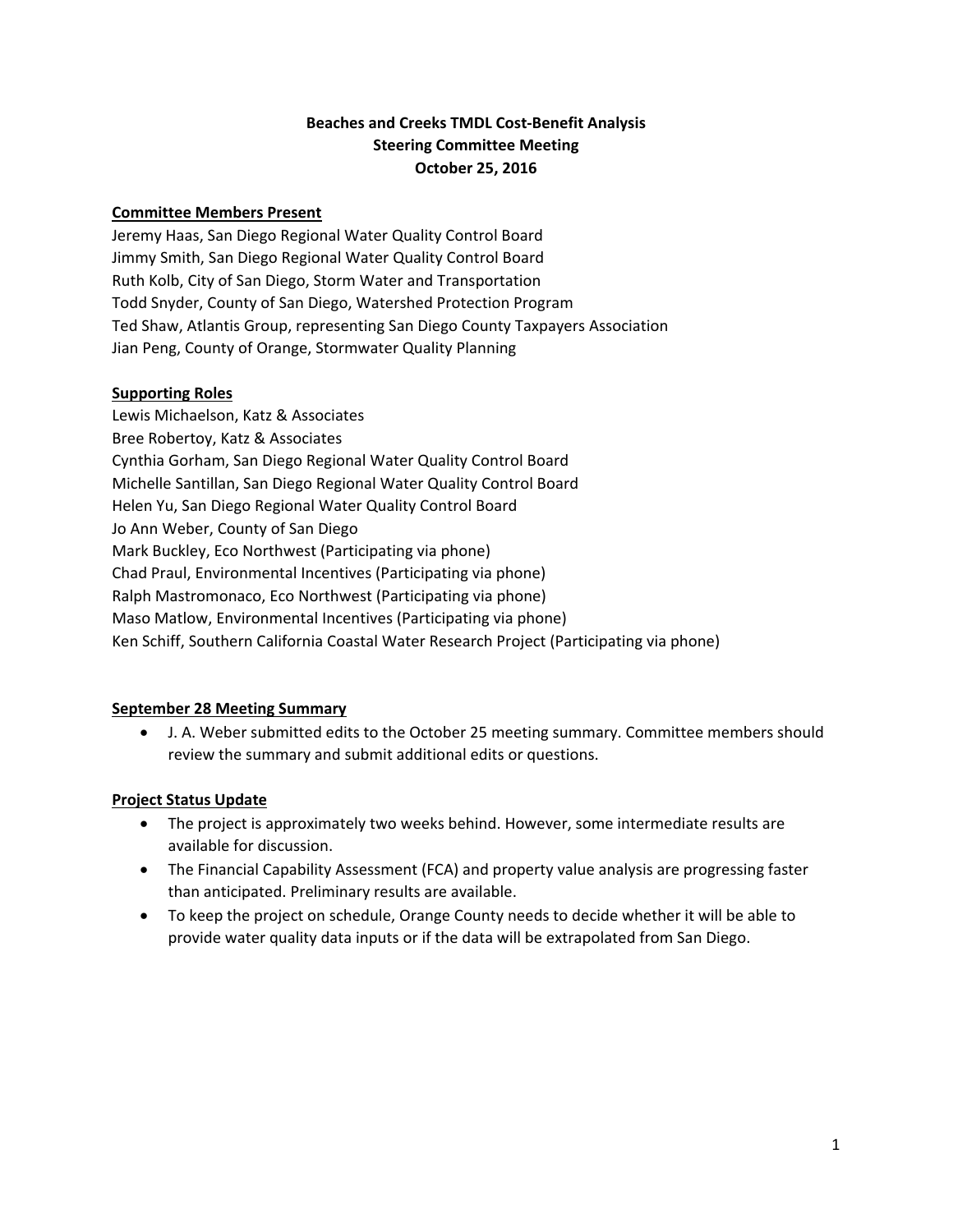# Beaches and Creeks TMDL Cost-Benefit Analysis
## Steering Committee Meeting
## October 25, 2016

**Committee Members Present**

Jeremy Haas, San Diego Regional Water Quality Control Board
Jimmy Smith, San Diego Regional Water Quality Control Board
Ruth Kolb, City of San Diego, Storm Water and Transportation
Todd Snyder, County of San Diego, Watershed Protection Program
Ted Shaw, Atlantis Group, representing San Diego County Taxpayers Association
Jian Peng, County of Orange, Stormwater Quality Planning

**Supporting Roles**

Lewis Michaelson, Katz & Associates
Bree Robertoy, Katz & Associates
Cynthia Gorham, San Diego Regional Water Quality Control Board
Michelle Santillan, San Diego Regional Water Quality Control Board
Helen Yu, San Diego Regional Water Quality Control Board
Jo Ann Weber, County of San Diego
Mark Buckley, Eco Northwest (Participating via phone)
Chad Praul, Environmental Incentives (Participating via phone)
Ralph Mastromonaco, Eco Northwest (Participating via phone)
Maso Matlow, Environmental Incentives (Participating via phone)
Ken Schiff, Southern California Coastal Water Research Project (Participating via phone)

**September 28 Meeting Summary**

- J. A. Weber submitted edits to the October 25 meeting summary. Committee members should review the summary and submit additional edits or questions.

**Project Status Update**

- The project is approximately two weeks behind. However, some intermediate results are available for discussion.
- The Financial Capability Assessment (FCA) and property value analysis are progressing faster than anticipated. Preliminary results are available.
- To keep the project on schedule, Orange County needs to decide whether it will be able to provide water quality data inputs or if the data will be extrapolated from San Diego.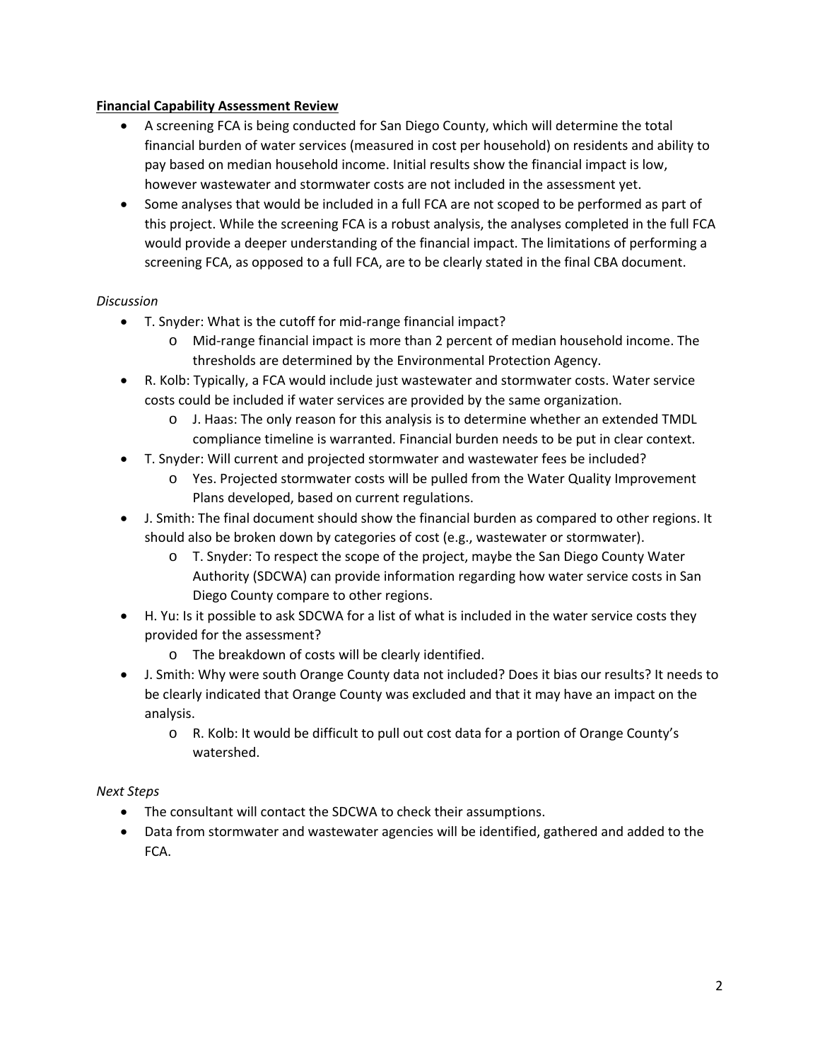**Financial Capability Assessment Review**

- A screening FCA is being conducted for San Diego County, which will determine the total financial burden of water services (measured in cost per household) on residents and ability to pay based on median household income. Initial results show the financial impact is low, however wastewater and stormwater costs are not included in the assessment yet.
- Some analyses that would be included in a full FCA are not scoped to be performed as part of this project. While the screening FCA is a robust analysis, the analyses completed in the full FCA would provide a deeper understanding of the financial impact. The limitations of performing a screening FCA, as opposed to a full FCA, are to be clearly stated in the final CBA document.

*Discussion*

- T. Snyder: What is the cutoff for mid-range financial impact?
    - Mid-range financial impact is more than 2 percent of median household income. The thresholds are determined by the Environmental Protection Agency.
- R. Kolb: Typically, a FCA would include just wastewater and stormwater costs. Water service costs could be included if water services are provided by the same organization.
    - J. Haas: The only reason for this analysis is to determine whether an extended TMDL compliance timeline is warranted. Financial burden needs to be put in clear context.
- T. Snyder: Will current and projected stormwater and wastewater fees be included?
    - Yes. Projected stormwater costs will be pulled from the Water Quality Improvement Plans developed, based on current regulations.
- J. Smith: The final document should show the financial burden as compared to other regions. It should also be broken down by categories of cost (e.g., wastewater or stormwater).
    - T. Snyder: To respect the scope of the project, maybe the San Diego County Water Authority (SDCWA) can provide information regarding how water service costs in San Diego County compare to other regions.
- H. Yu: Is it possible to ask SDCWA for a list of what is included in the water service costs they provided for the assessment?
    - The breakdown of costs will be clearly identified.
- J. Smith: Why were south Orange County data not included? Does it bias our results? It needs to be clearly indicated that Orange County was excluded and that it may have an impact on the analysis.
    - R. Kolb: It would be difficult to pull out cost data for a portion of Orange County's watershed.

*Next Steps*

- The consultant will contact the SDCWA to check their assumptions.
- Data from stormwater and wastewater agencies will be identified, gathered and added to the FCA.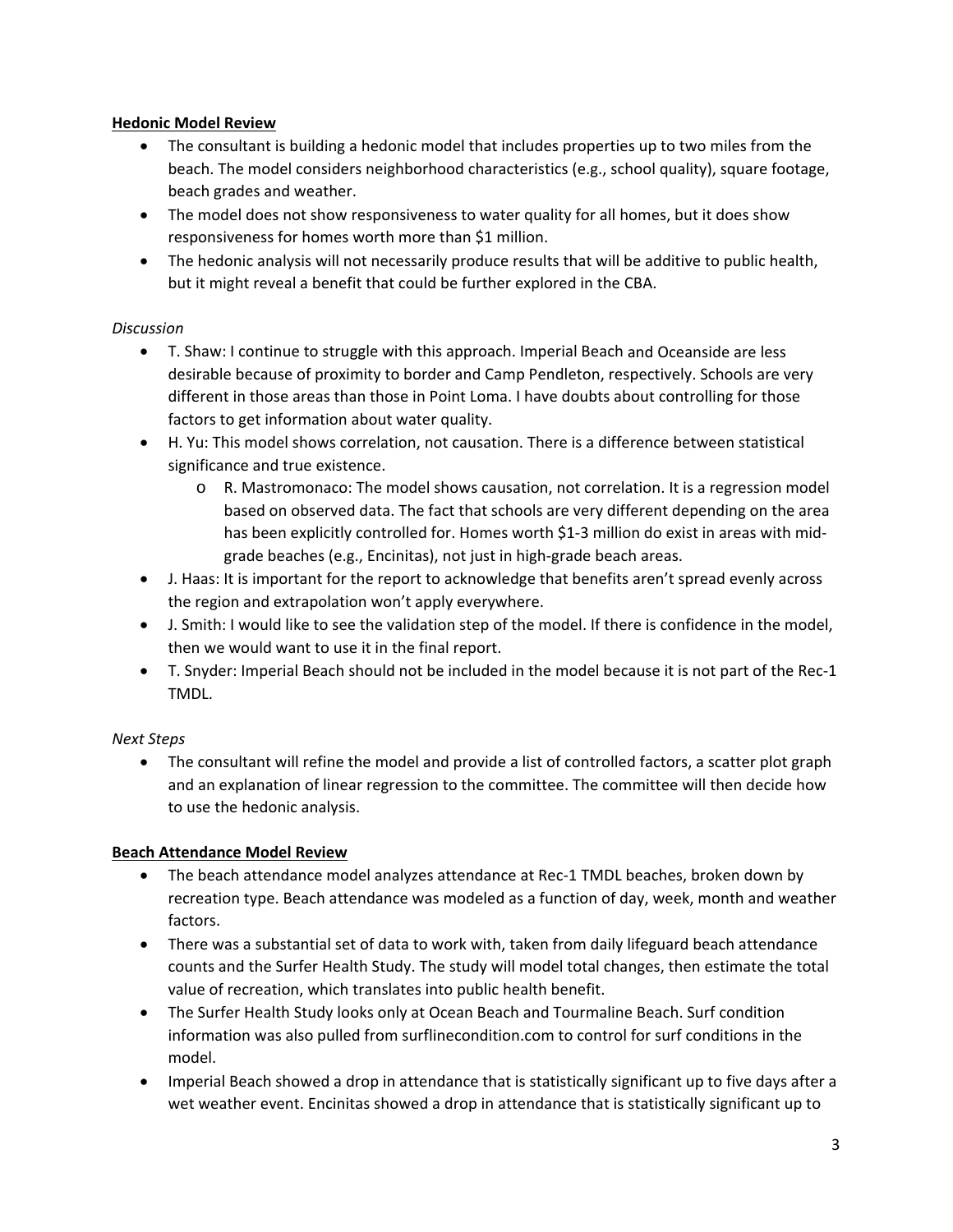**Hedonic Model Review**

- The consultant is building a hedonic model that includes properties up to two miles from the beach. The model considers neighborhood characteristics (e.g., school quality), square footage, beach grades and weather.
- The model does not show responsiveness to water quality for all homes, but it does show responsiveness for homes worth more than $1 million.
- The hedonic analysis will not necessarily produce results that will be additive to public health, but it might reveal a benefit that could be further explored in the CBA.

*Discussion*

- T. Shaw: I continue to struggle with this approach. Imperial Beach and Oceanside are less desirable because of proximity to border and Camp Pendleton, respectively. Schools are very different in those areas than those in Point Loma. I have doubts about controlling for those factors to get information about water quality.
- H. Yu: This model shows correlation, not causation. There is a difference between statistical significance and true existence.
  - R. Mastromonaco: The model shows causation, not correlation. It is a regression model based on observed data. The fact that schools are very different depending on the area has been explicitly controlled for. Homes worth $1-3 million do exist in areas with mid-grade beaches (e.g., Encinitas), not just in high-grade beach areas.
- J. Haas: It is important for the report to acknowledge that benefits aren't spread evenly across the region and extrapolation won't apply everywhere.
- J. Smith: I would like to see the validation step of the model. If there is confidence in the model, then we would want to use it in the final report.
- T. Snyder: Imperial Beach should not be included in the model because it is not part of the Rec-1 TMDL.

*Next Steps*

- The consultant will refine the model and provide a list of controlled factors, a scatter plot graph and an explanation of linear regression to the committee. The committee will then decide how to use the hedonic analysis.

**Beach Attendance Model Review**

- The beach attendance model analyzes attendance at Rec-1 TMDL beaches, broken down by recreation type. Beach attendance was modeled as a function of day, week, month and weather factors.
- There was a substantial set of data to work with, taken from daily lifeguard beach attendance counts and the Surfer Health Study. The study will model total changes, then estimate the total value of recreation, which translates into public health benefit.
- The Surfer Health Study looks only at Ocean Beach and Tourmaline Beach. Surf condition information was also pulled from surflinecondition.com to control for surf conditions in the model.
- Imperial Beach showed a drop in attendance that is statistically significant up to five days after a wet weather event. Encinitas showed a drop in attendance that is statistically significant up to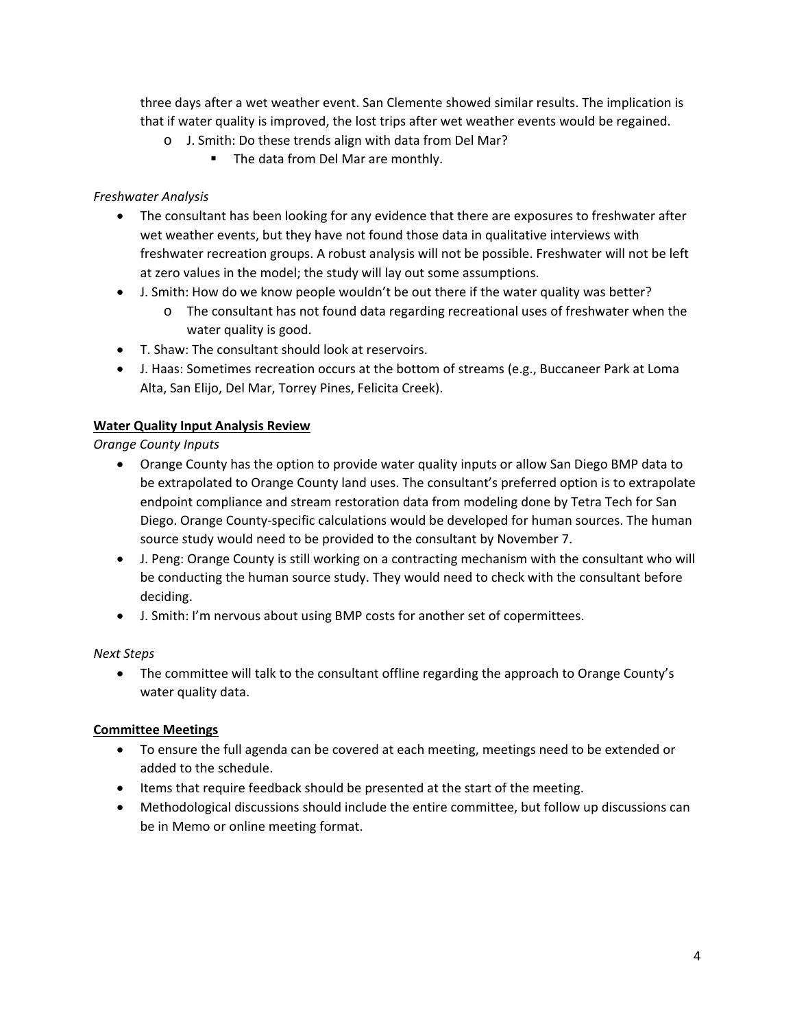three days after a wet weather event. San Clemente showed similar results. The implication is that if water quality is improved, the lost trips after wet weather events would be regained.

- J. Smith: Do these trends align with data from Del Mar?
  - The data from Del Mar are monthly.

*Freshwater Analysis*

- The consultant has been looking for any evidence that there are exposures to freshwater after wet weather events, but they have not found those data in qualitative interviews with freshwater recreation groups. A robust analysis will not be possible. Freshwater will not be left at zero values in the model; the study will lay out some assumptions.
- J. Smith: How do we know people wouldn't be out there if the water quality was better?
  - The consultant has not found data regarding recreational uses of freshwater when the water quality is good.
- T. Shaw: The consultant should look at reservoirs.
- J. Haas: Sometimes recreation occurs at the bottom of streams (e.g., Buccaneer Park at Loma Alta, San Elijo, Del Mar, Torrey Pines, Felicita Creek).

**<u>Water Quality Input Analysis Review</u>**

*Orange County Inputs*

- Orange County has the option to provide water quality inputs or allow San Diego BMP data to be extrapolated to Orange County land uses. The consultant's preferred option is to extrapolate endpoint compliance and stream restoration data from modeling done by Tetra Tech for San Diego. Orange County-specific calculations would be developed for human sources. The human source study would need to be provided to the consultant by November 7.
- J. Peng: Orange County is still working on a contracting mechanism with the consultant who will be conducting the human source study. They would need to check with the consultant before deciding.
- J. Smith: I'm nervous about using BMP costs for another set of copermittees.

*Next Steps*

- The committee will talk to the consultant offline regarding the approach to Orange County's water quality data.

**<u>Committee Meetings</u>**

- To ensure the full agenda can be covered at each meeting, meetings need to be extended or added to the schedule.
- Items that require feedback should be presented at the start of the meeting.
- Methodological discussions should include the entire committee, but follow up discussions can be in Memo or online meeting format.